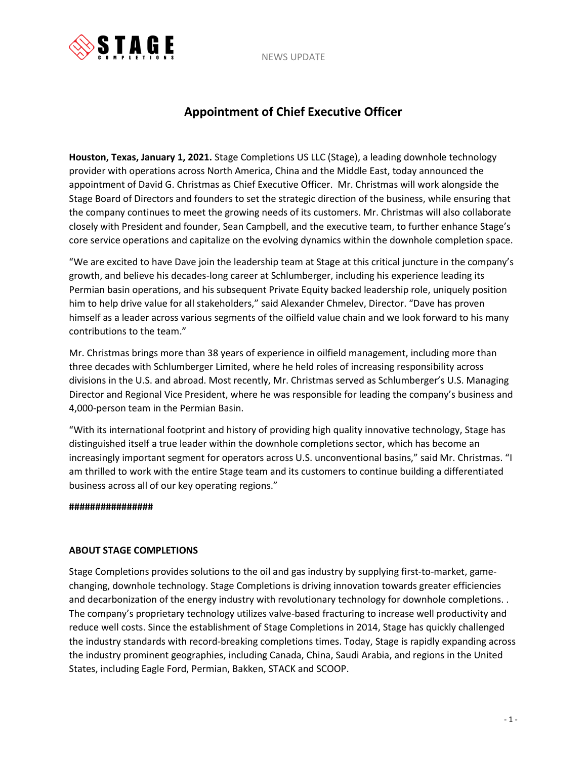NEWS UPDATE

# Appointment of Chief Executive Officer

**Houston, Texas, January 1, 2021.** Stage Completions US LLC (Stage), a leading downhole technology provider with operations across North America, China and the Middle East, today announced the appointment of David G. Christmas as Chief Executive Officer. Mr. Christmas will work alongside the Stage Board of Directors and founders to set the strategic direction of the business, while ensuring that the company continues to meet the growing needs of its customers. Mr. Christmas will also collaborate closely with President and founder, Sean Campbell, and the executive team, to further enhance Stage's core service operations and capitalize on the evolving dynamics within the downhole completion space.

"We are excited to have Dave join the leadership team at Stage at this critical juncture in the company's growth, and believe his decades-long career at Schlumberger, including his experience leading its Permian basin operations, and his subsequent Private Equity backed leadership role, uniquely position him to help drive value for all stakeholders," said Alexander Chmelev, Director. "Dave has proven himself as a leader across various segments of the oilfield value chain and we look forward to his many contributions to the team."

Mr. Christmas brings more than 38 years of experience in oilfield management, including more than three decades with Schlumberger Limited, where he held roles of increasing responsibility across divisions in the U.S. and abroad. Most recently, Mr. Christmas served as Schlumberger's U.S. Managing Director and Regional Vice President, where he was responsible for leading the company's business and 4,000-person team in the Permian Basin.

"With its international footprint and history of providing high quality innovative technology, Stage has distinguished itself a true leader within the downhole completions sector, which has become an increasingly important segment for operators across U.S. unconventional basins," said Mr. Christmas. "I am thrilled to work with the entire Stage team and its customers to continue building a differentiated business across all of our key operating regions."

**################**

**ABOUT STAGE COMPLETIONS**

Stage Completions provides solutions to the oil and gas industry by supplying first-to-market, game-changing, downhole technology. Stage Completions is driving innovation towards greater efficiencies and decarbonization of the energy industry with revolutionary technology for downhole completions. . The company's proprietary technology utilizes valve-based fracturing to increase well productivity and reduce well costs. Since the establishment of Stage Completions in 2014, Stage has quickly challenged the industry standards with record-breaking completions times. Today, Stage is rapidly expanding across the industry prominent geographies, including Canada, China, Saudi Arabia, and regions in the United States, including Eagle Ford, Permian, Bakken, STACK and SCOOP.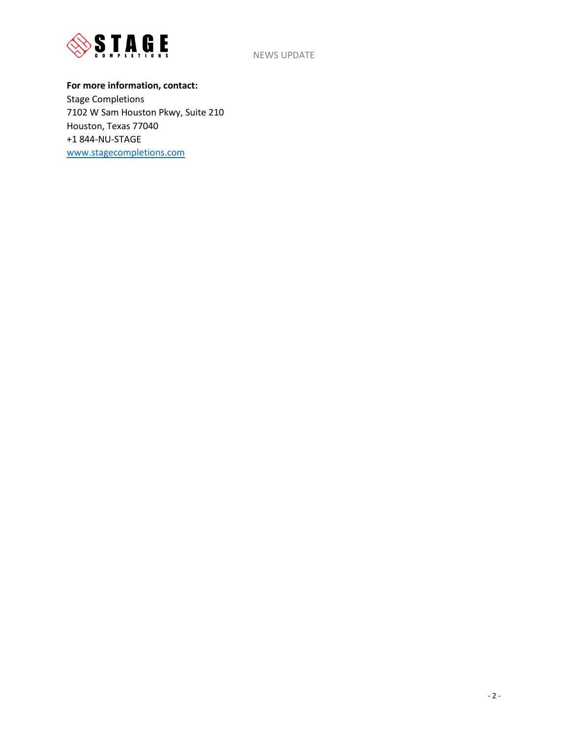**For more information, contact:**

Stage Completions
7102 W Sam Houston Pkwy, Suite 210
Houston, Texas 77040
+1 844-NU-STAGE
www.stagecompletions.com